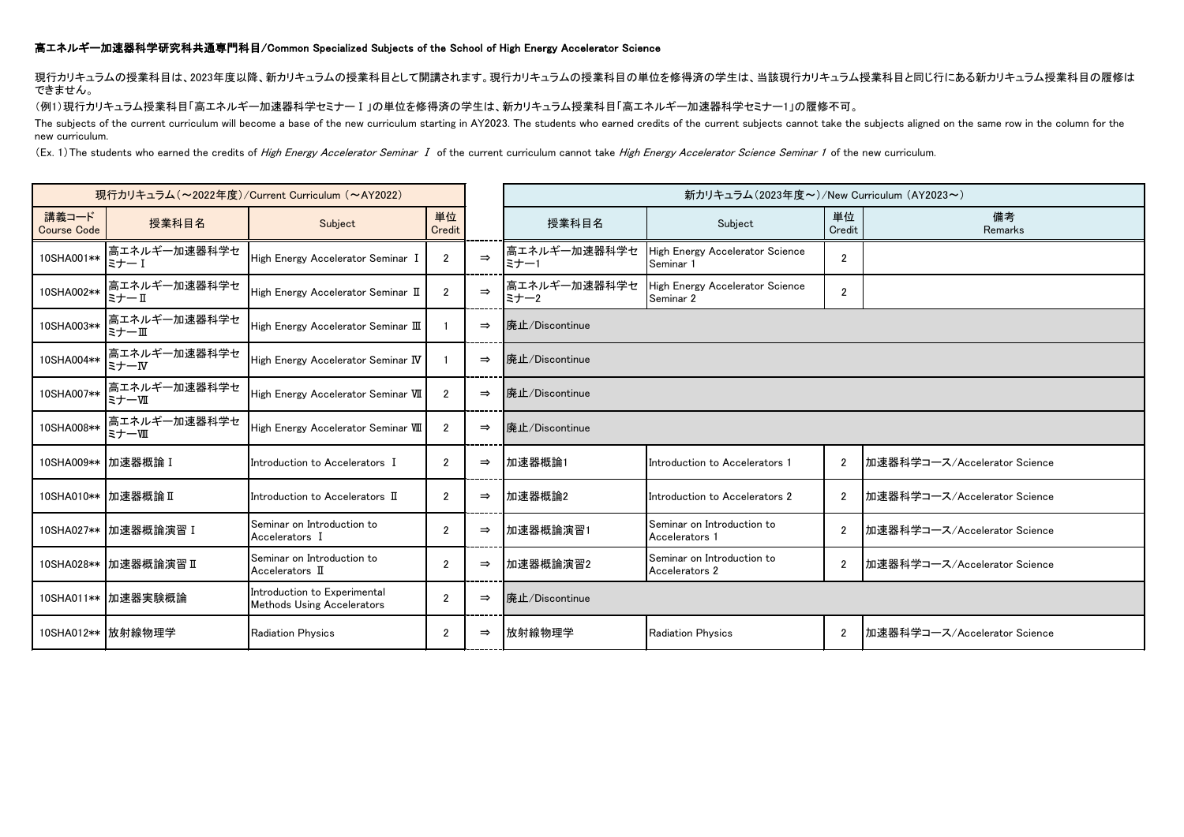### 高エネルギー加速器科学研究科共通専門科目/Common Specialized Subjects of the School of High Energy Accelerator Science

現行カリキュラムの授業科目は、2023年度以降、新カリキュラムの授業科目として開講されます。現行カリキュラムの授業科目の単位を修得済の学生は、当該現行カリキュラム授業科目と同じ行にある新カリキュラム授業科目の履修はできません。

（例1）現行カリキュラム授業科目「高エネルギー加速器科学セミナーⅠ」の単位を修得済の学生は、新カリキュラム授業科目「高エネルギー加速器科学セミナー1」の履修不可。

The subjects of the current curriculum will become a base of the new curriculum starting in AY2023. The students who earned credits of the current subjects cannot take the subjects aligned on the same row in the column for the new curriculum.

(Ex. 1) The students who earned the credits of *High Energy Accelerator Seminar Ⅰ* of the current curriculum cannot take *High Energy Accelerator Science Seminar 1* of the new curriculum.

| 現行カリキュラム（～2022年度）/Current Curriculum (～AY2022) | | | | | 新カリキュラム(2023年度～)/New Curriculum (AY2023～) | | | |
|---|---|---|---|---|---|---|---|---|
| 講義コード Course Code | 授業科目名 | Subject | 単位 Credit | | 授業科目名 | Subject | 単位 Credit | 備考 Remarks |
| 10SHA001** | 高エネルギー加速器科学セミナーⅠ | High Energy Accelerator Seminar Ⅰ | 2 | ⇒ | 高エネルギー加速器科学セミナー1 | High Energy Accelerator Science Seminar 1 | 2 | |
| 10SHA002** | 高エネルギー加速器科学セミナーⅡ | High Energy Accelerator Seminar Ⅱ | 2 | ⇒ | 高エネルギー加速器科学セミナー2 | High Energy Accelerator Science Seminar 2 | 2 | |
| 10SHA003** | 高エネルギー加速器科学セミナーⅢ | High Energy Accelerator Seminar Ⅲ | 1 | ⇒ | 廃止/Discontinue | | | |
| 10SHA004** | 高エネルギー加速器科学セミナーⅣ | High Energy Accelerator Seminar Ⅳ | 1 | ⇒ | 廃止/Discontinue | | | |
| 10SHA007** | 高エネルギー加速器科学セミナーⅦ | High Energy Accelerator Seminar Ⅶ | 2 | ⇒ | 廃止/Discontinue | | | |
| 10SHA008** | 高エネルギー加速器科学セミナーⅧ | High Energy Accelerator Seminar Ⅷ | 2 | ⇒ | 廃止/Discontinue | | | |
| 10SHA009** | 加速器概論Ⅰ | Introduction to Accelerators Ⅰ | 2 | ⇒ | 加速器概論1 | Introduction to Accelerators 1 | 2 | 加速器科学コース/Accelerator Science |
| 10SHA010** | 加速器概論Ⅱ | Introduction to Accelerators Ⅱ | 2 | ⇒ | 加速器概論2 | Introduction to Accelerators 2 | 2 | 加速器科学コース/Accelerator Science |
| 10SHA027** | 加速器概論演習Ⅰ | Seminar on Introduction to Accelerators Ⅰ | 2 | ⇒ | 加速器概論演習1 | Seminar on Introduction to Accelerators 1 | 2 | 加速器科学コース/Accelerator Science |
| 10SHA028** | 加速器概論演習Ⅱ | Seminar on Introduction to Accelerators Ⅱ | 2 | ⇒ | 加速器概論演習2 | Seminar on Introduction to Accelerators 2 | 2 | 加速器科学コース/Accelerator Science |
| 10SHA011** | 加速器実験概論 | Introduction to Experimental Methods Using Accelerators | 2 | ⇒ | 廃止/Discontinue | | | |
| 10SHA012** | 放射線物理学 | Radiation Physics | 2 | ⇒ | 放射線物理学 | Radiation Physics | 2 | 加速器科学コース/Accelerator Science |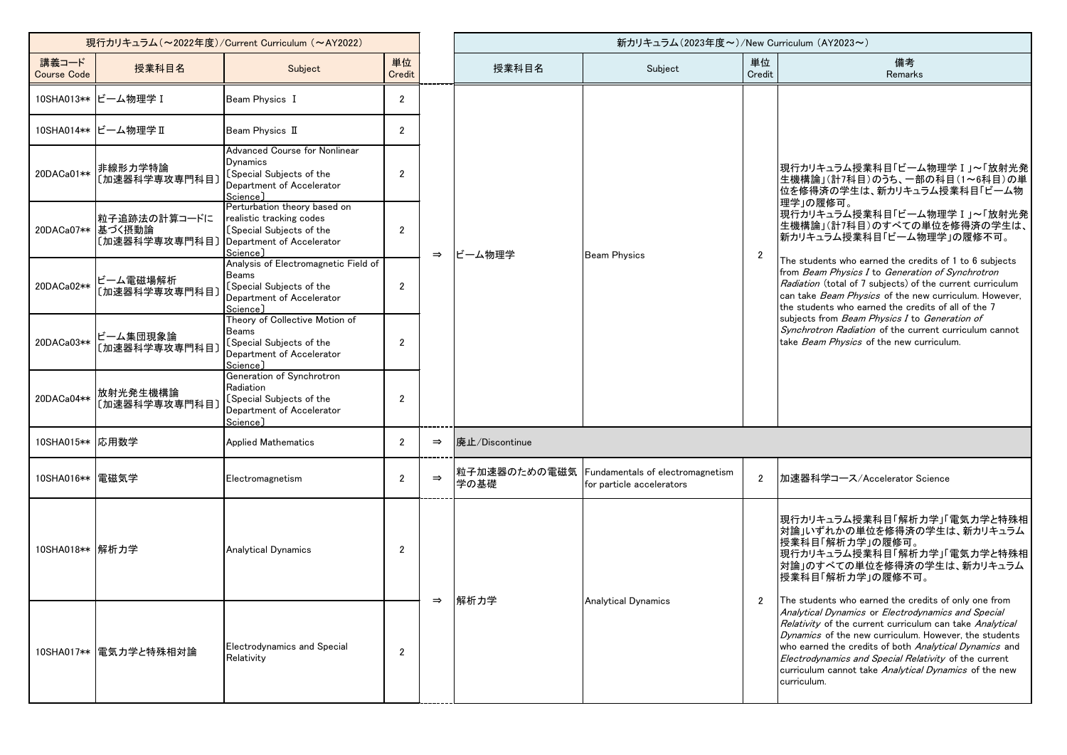| 現行カリキュラム（～2022年度）/Current Curriculum （～AY2022） | | | | | 新カリキュラム（2023年度～）/New Curriculum （AY2023～） | | | |
|---|---|---|---|---|---|---|---|---|
| 講義コード Course Code | 授業科目名 | Subject | 単位 Credit | | 授業科目名 | Subject | 単位 Credit | 備考 Remarks |
| 10SHA013** | ビーム物理学Ⅰ | Beam Physics Ⅰ | 2 | ⇒ | ビーム物理学 | Beam Physics | 2 | 現行カリキュラム授業科目「ビーム物理学Ⅰ」～「放射光発生機構論」（計7科目）のうち、一部の科目（1～6科目）の単位を修得済の学生は、新カリキュラム授業科目「ビーム物理学」の履修可。現行カリキュラム授業科目「ビーム物理学Ⅰ」～「放射光発生機構論」（計7科目）のすべての単位を修得済の学生は、新カリキュラム授業科目「ビーム物理学」の履修不可。 The students who earned the credits of 1 to 6 subjects from *Beam Physics I* to *Generation of Synchrotron Radiation* (total of 7 subjects) of the current curriculum can take *Beam Physics* of the new curriculum. However, the students who earned the credits of all of the 7 subjects from *Beam Physics I* to *Generation of Synchrotron Radiation* of the current curriculum cannot take *Beam Physics* of the new curriculum. |
| 10SHA014** | ビーム物理学Ⅱ | Beam Physics Ⅱ | 2 | | | | | |
| 20DACa01** | 非線形力学特論〔加速器科学専攻専門科目〕 | Advanced Course for Nonlinear Dynamics〔Special Subjects of the Department of Accelerator Science〕 | 2 | | | | | |
| 20DACa07** | 粒子追跡法の計算コードに基づく摂動論〔加速器科学専攻専門科目〕 | Perturbation theory based on realistic tracking codes〔Special Subjects of the Department of Accelerator Science〕 | 2 | | | | | |
| 20DACa02** | ビーム電磁場解析〔加速器科学専攻専門科目〕 | Analysis of Electromagnetic Field of Beams〔Special Subjects of the Department of Accelerator Science〕 | 2 | | | | | |
| 20DACa03** | ビーム集団現象論〔加速器科学専攻専門科目〕 | Theory of Collective Motion of Beams〔Special Subjects of the Department of Accelerator Science〕 | 2 | | | | | |
| 20DACa04** | 放射光発生機構論〔加速器科学専攻専門科目〕 | Generation of Synchrotron Radiation〔Special Subjects of the Department of Accelerator Science〕 | 2 | | | | | |
| 10SHA015** | 応用数学 | Applied Mathematics | 2 | ⇒ | 廃止/Discontinue | | | |
| 10SHA016** | 電磁気学 | Electromagnetism | 2 | ⇒ | 粒子加速器のための電磁気学の基礎 | Fundamentals of electromagnetism for particle accelerators | 2 | 加速器科学コース/Accelerator Science |
| 10SHA018** | 解析力学 | Analytical Dynamics | 2 | ⇒ | 解析力学 | Analytical Dynamics | 2 | 現行カリキュラム授業科目「解析力学」「電気力学と特殊相対論」いずれかの単位を修得済の学生は、新カリキュラム授業科目「解析力学」の履修可。現行カリキュラム授業科目「解析力学」「電気力学と特殊相対論」のすべての単位を修得済の学生は、新カリキュラム授業科目「解析力学」の履修不可。 The students who earned the credits of only one from *Analytical Dynamics* or *Electrodynamics and Special Relativity* of the current curriculum can take *Analytical Dynamics* of the new curriculum. However, the students who earned the credits of both *Analytical Dynamics* and *Electrodynamics and Special Relativity* of the current curriculum cannot take *Analytical Dynamics* of the new curriculum. |
| 10SHA017** | 電気力学と特殊相対論 | Electrodynamics and Special Relativity | 2 | | | | | |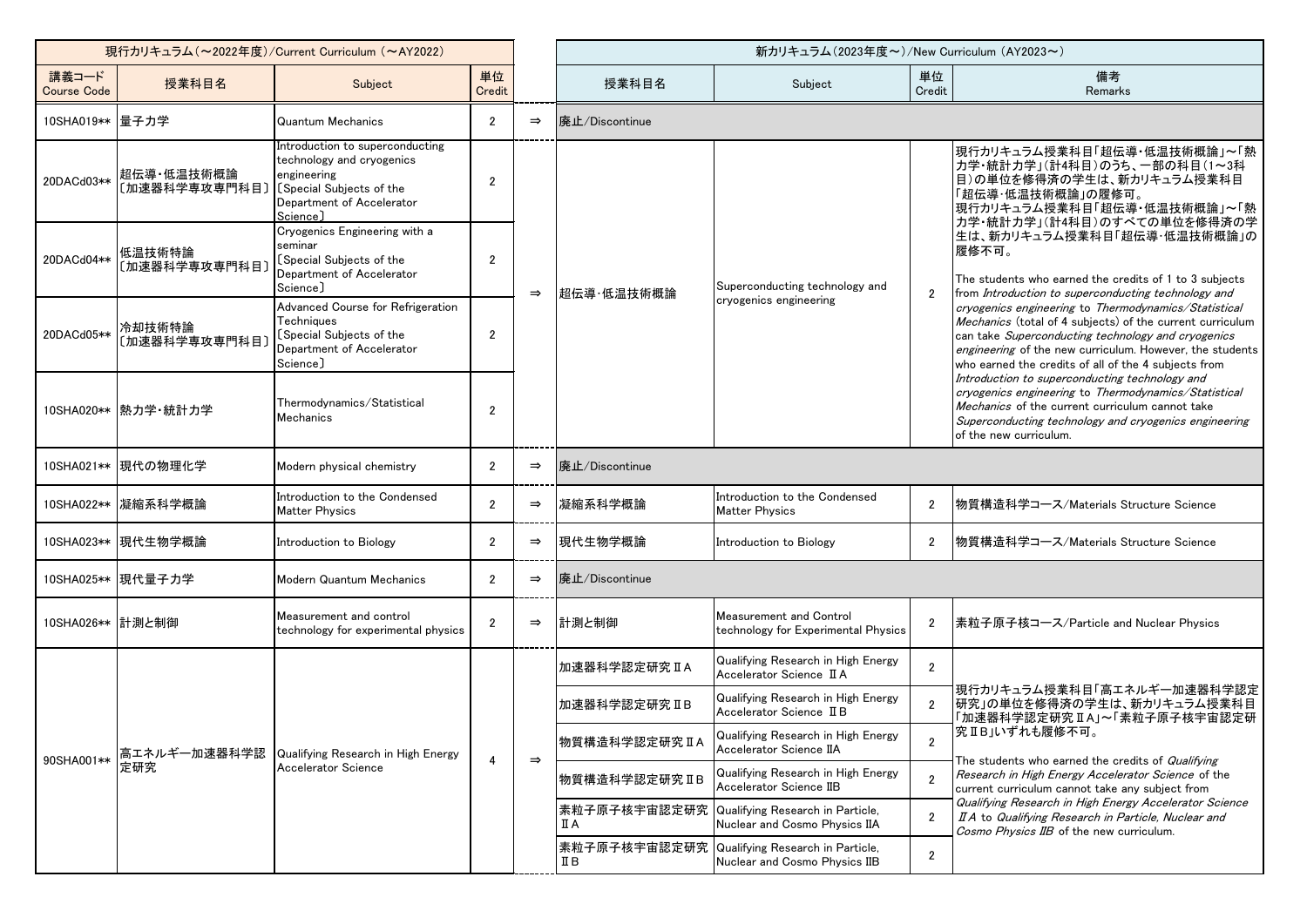| 現行カリキュラム（～2022年度）/Current Curriculum（～AY2022） | | | | | 新カリキュラム（2023年度～）/New Curriculum（AY2023～） | | | |
|---|---|---|---|---|---|---|---|---|
| 講義コード Course Code | 授業科目名 | Subject | 単位 Credit | | 授業科目名 | Subject | 単位 Credit | 備考 Remarks |
| 10SHA019** | 量子力学 | Quantum Mechanics | 2 | ⇒ | 廃止/Discontinue | | | |
| 20DACd03** | 超伝導・低温技術概論〔加速器科学専攻専門科目〕 | Introduction to superconducting technology and cryogenics engineering〔Special Subjects of the Department of Accelerator Science〕 | 2 | ⇒ | 超伝導・低温技術概論 | Superconducting technology and cryogenics engineering | 2 | 現行カリキュラム授業科目「超伝導・低温技術概論」～「熱力学・統計力学」（計4科目）のうち、一部の科目（1～3科目）の単位を修得済の学生は、新カリキュラム授業科目「超伝導・低温技術概論」の履修可。現行カリキュラム授業科目「超伝導・低温技術概論」～「熱力学・統計力学」（計4科目）のすべての単位を修得済の学生は、新カリキュラム授業科目「超伝導・低温技術概論」の履修不可。 The students who earned the credits of 1 to 3 subjects from *Introduction to superconducting technology and cryogenics engineering* to *Thermodynamics/Statistical Mechanics* (total of 4 subjects) of the current curriculum can take *Superconducting technology and cryogenics engineering* of the new curriculum. However, the students who earned the credits of all of the 4 subjects from *Introduction to superconducting technology and cryogenics engineering* to *Thermodynamics/Statistical Mechanics* of the current curriculum cannot take *Superconducting technology and cryogenics engineering* of the new curriculum. |
| 20DACd04** | 低温技術特論〔加速器科学専攻専門科目〕 | Cryogenics Engineering with a seminar〔Special Subjects of the Department of Accelerator Science〕 | 2 | | | | | |
| 20DACd05** | 冷却技術特論〔加速器科学専攻専門科目〕 | Advanced Course for Refrigeration Techniques〔Special Subjects of the Department of Accelerator Science〕 | 2 | | | | | |
| 10SHA020** | 熱力学・統計力学 | Thermodynamics/Statistical Mechanics | 2 | | | | | |
| 10SHA021** | 現代の物理化学 | Modern physical chemistry | 2 | ⇒ | 廃止/Discontinue | | | |
| 10SHA022** | 凝縮系科学概論 | Introduction to the Condensed Matter Physics | 2 | ⇒ | 凝縮系科学概論 | Introduction to the Condensed Matter Physics | 2 | 物質構造科学コース/Materials Structure Science |
| 10SHA023** | 現代生物学概論 | Introduction to Biology | 2 | ⇒ | 現代生物学概論 | Introduction to Biology | 2 | 物質構造科学コース/Materials Structure Science |
| 10SHA025** | 現代量子力学 | Modern Quantum Mechanics | 2 | ⇒ | 廃止/Discontinue | | | |
| 10SHA026** | 計測と制御 | Measurement and control technology for experimental physics | 2 | ⇒ | 計測と制御 | Measurement and Control technology for Experimental Physics | 2 | 素粒子原子核コース/Particle and Nuclear Physics |
| 90SHA001** | 高エネルギー加速器科学認定研究 | Qualifying Research in High Energy Accelerator Science | 4 | ⇒ | 加速器科学認定研究ⅡA | Qualifying Research in High Energy Accelerator Science ⅡA | 2 | 現行カリキュラム授業科目「高エネルギー加速器科学認定研究」の単位を修得済の学生は、新カリキュラム授業科目「加速器科学認定研究ⅡA」～「素粒子原子核宇宙認定研究ⅡB」いずれも履修不可。 The students who earned the credits of *Qualifying Research in High Energy Accelerator Science* of the current curriculum cannot take any subject from *Qualifying Research in High Energy Accelerator Science ⅡA* to *Qualifying Research in Particle, Nuclear and Cosmo Physics ⅡB* of the new curriculum. |
| | | | | | 加速器科学認定研究ⅡB | Qualifying Research in High Energy Accelerator Science ⅡB | 2 | |
| | | | | | 物質構造科学認定研究ⅡA | Qualifying Research in High Energy Accelerator Science ⅡA | 2 | |
| | | | | | 物質構造科学認定研究ⅡB | Qualifying Research in High Energy Accelerator Science ⅡB | 2 | |
| | | | | | 素粒子原子核宇宙認定研究ⅡA | Qualifying Research in Particle, Nuclear and Cosmo Physics ⅡA | 2 | |
| | | | | | 素粒子原子核宇宙認定研究ⅡB | Qualifying Research in Particle, Nuclear and Cosmo Physics ⅡB | 2 | |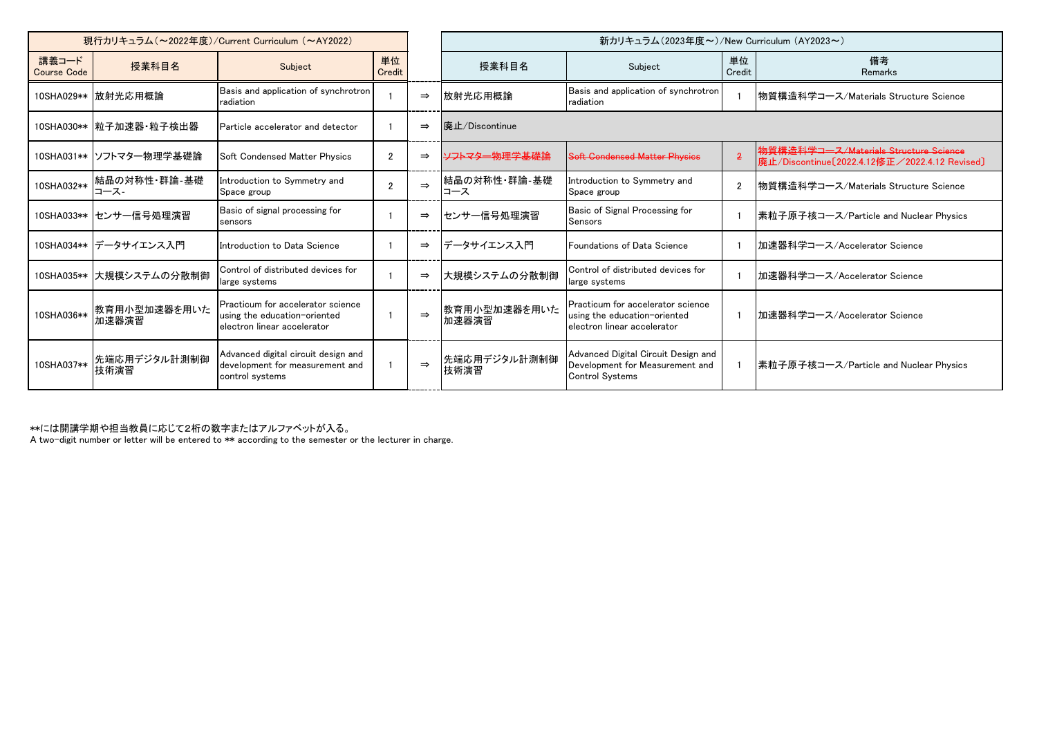| 現行カリキュラム(〜2022年度)/Current Curriculum (〜AY2022) | | | | | 新カリキュラム(2023年度〜)/New Curriculum (AY2023〜) | | | |
|---|---|---|---|---|---|---|---|---|
| 講義コード Course Code | 授業科目名 | Subject | 単位 Credit | | 授業科目名 | Subject | 単位 Credit | 備考 Remarks |
| 10SHA029** | 放射光応用概論 | Basis and application of synchrotron radiation | 1 | ⇒ | 放射光応用概論 | Basis and application of synchrotron radiation | 1 | 物質構造科学コース/Materials Structure Science |
| 10SHA030** | 粒子加速器・粒子検出器 | Particle accelerator and detector | 1 | ⇒ | 廃止/Discontinue | | | |
| 10SHA031** | ソフトマター物理学基礎論 | Soft Condensed Matter Physics | 2 | ⇒ | ~~ソフトマター物理学基礎論~~ | ~~Soft Condensed Matter Physics~~ | ~~2~~ | ~~物質構造科学コース/Materials Structure Science~~ 廃止/Discontinue〔2022.4.12修正/2022.4.12 Revised〕 |
| 10SHA032** | 結晶の対称性・群論-基礎コース- | Introduction to Symmetry and Space group | 2 | ⇒ | 結晶の対称性・群論-基礎コース | Introduction to Symmetry and Space group | 2 | 物質構造科学コース/Materials Structure Science |
| 10SHA033** | センサー信号処理演習 | Basic of signal processing for sensors | 1 | ⇒ | センサー信号処理演習 | Basic of Signal Processing for Sensors | 1 | 素粒子原子核コース/Particle and Nuclear Physics |
| 10SHA034** | データサイエンス入門 | Introduction to Data Science | 1 | ⇒ | データサイエンス入門 | Foundations of Data Science | 1 | 加速器科学コース/Accelerator Science |
| 10SHA035** | 大規模システムの分散制御 | Control of distributed devices for large systems | 1 | ⇒ | 大規模システムの分散制御 | Control of distributed devices for large systems | 1 | 加速器科学コース/Accelerator Science |
| 10SHA036** | 教育用小型加速器を用いた加速器演習 | Practicum for accelerator science using the education-oriented electron linear accelerator | 1 | ⇒ | 教育用小型加速器を用いた加速器演習 | Practicum for accelerator science using the education-oriented electron linear accelerator | 1 | 加速器科学コース/Accelerator Science |
| 10SHA037** | 先端応用デジタル計測制御技術演習 | Advanced digital circuit design and development for measurement and control systems | 1 | ⇒ | 先端応用デジタル計測制御技術演習 | Advanced Digital Circuit Design and Development for Measurement and Control Systems | 1 | 素粒子原子核コース/Particle and Nuclear Physics |

**には開講学期や担当教員に応じて2桁の数字またはアルファベットが入る。
A two-digit number or letter will be entered to ** according to the semester or the lecturer in charge.